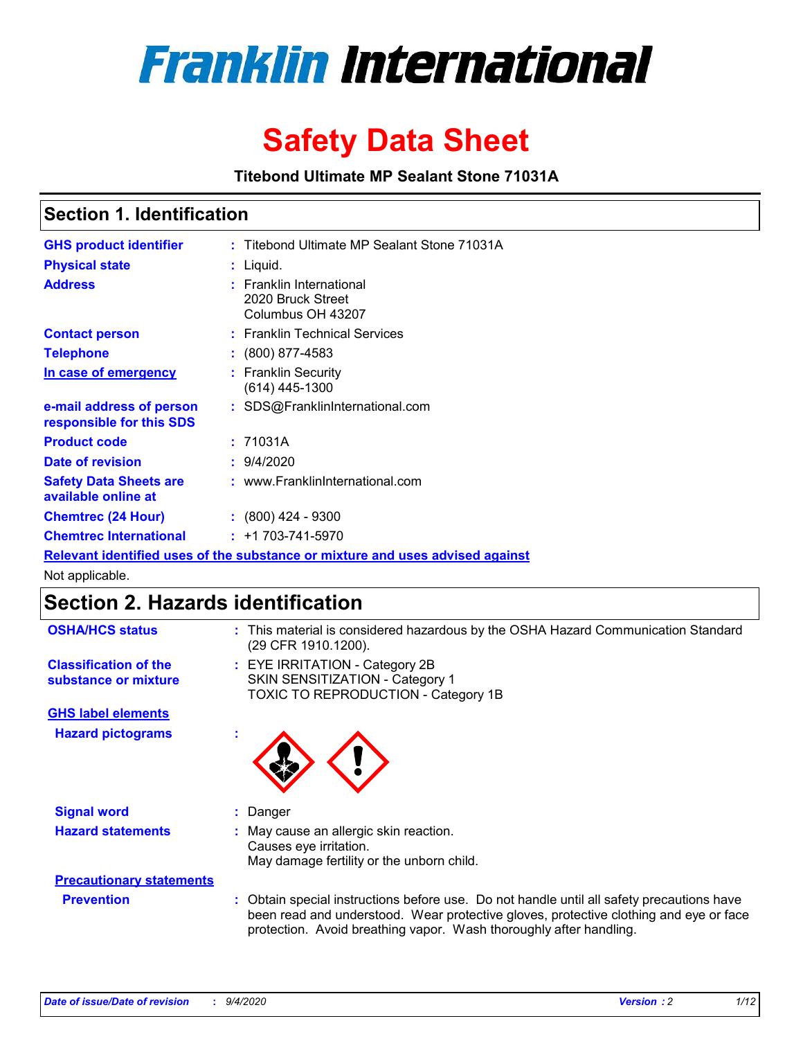# Franklin International

# Safety Data Sheet

**Titebond Ultimate MP Sealant Stone 71031A**

## Section 1. Identification

| | | |
|---|---|---|
| **GHS product identifier** | : | Titebond Ultimate MP Sealant Stone 71031A |
| **Physical state** | : | Liquid. |
| **Address** | : | Franklin International<br>2020 Bruck Street<br>Columbus OH 43207 |
| **Contact person** | : | Franklin Technical Services |
| **Telephone** | : | (800) 877-4583 |
| **In case of emergency** | : | Franklin Security<br>(614) 445-1300 |
| **e-mail address of person responsible for this SDS** | : | SDS@FranklinInternational.com |
| **Product code** | : | 71031A |
| **Date of revision** | : | 9/4/2020 |
| **Safety Data Sheets are available online at** | : | www.FranklinInternational.com |
| **Chemtrec (24 Hour)** | : | (800) 424 - 9300 |
| **Chemtrec International** | : | +1 703-741-5970 |

**Relevant identified uses of the substance or mixture and uses advised against**

Not applicable.

## Section 2. Hazards identification

| | | |
|---|---|---|
| **OSHA/HCS status** | : | This material is considered hazardous by the OSHA Hazard Communication Standard (29 CFR 1910.1200). |
| **Classification of the substance or mixture** | : | EYE IRRITATION - Category 2B<br>SKIN SENSITIZATION - Category 1<br>TOXIC TO REPRODUCTION - Category 1B |

**GHS label elements**

| | | |
|---|---|---|
| **Hazard pictograms** | : | |
| **Signal word** | : | Danger |
| **Hazard statements** | : | May cause an allergic skin reaction.<br>Causes eye irritation.<br>May damage fertility or the unborn child. |

**Precautionary statements**

| | | |
|---|---|---|
| **Prevention** | : | Obtain special instructions before use. Do not handle until all safety precautions have been read and understood. Wear protective gloves, protective clothing and eye or face protection. Avoid breathing vapor. Wash thoroughly after handling. |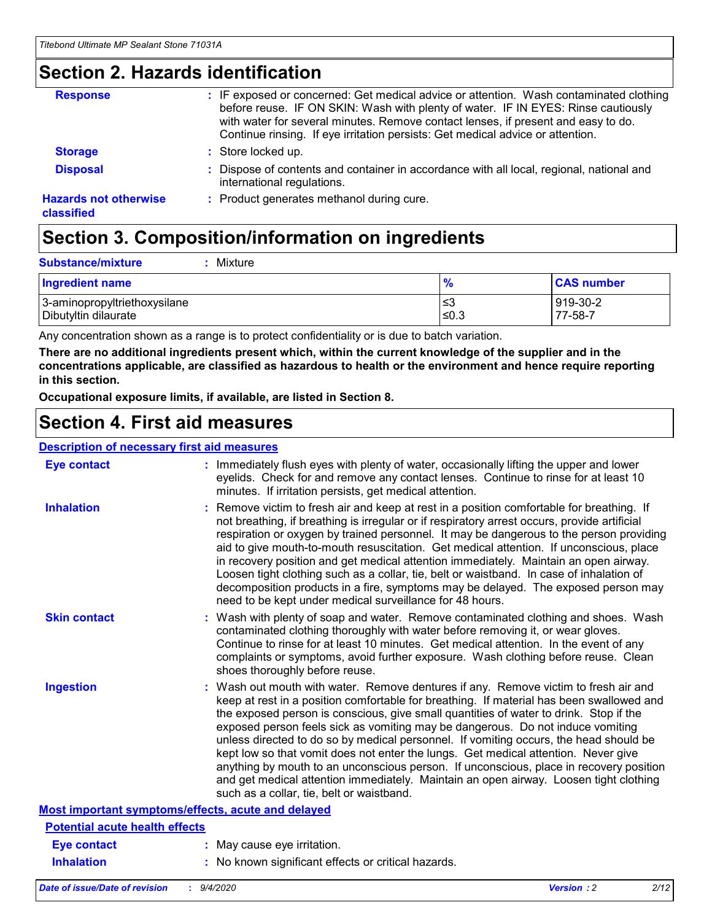## Section 2. Hazards identification

| | |
|---|---|
| **Response** | : IF exposed or concerned: Get medical advice or attention. Wash contaminated clothing before reuse. IF ON SKIN: Wash with plenty of water. IF IN EYES: Rinse cautiously with water for several minutes. Remove contact lenses, if present and easy to do. Continue rinsing. If eye irritation persists: Get medical advice or attention. |
| **Storage** | : Store locked up. |
| **Disposal** | : Dispose of contents and container in accordance with all local, regional, national and international regulations. |
| **Hazards not otherwise classified** | : Product generates methanol during cure. |

## Section 3. Composition/information on ingredients

**Substance/mixture** : Mixture

| Ingredient name | % | CAS number |
|---|---|---|
| 3-aminopropyltriethoxysilane | ≤3 | 919-30-2 |
| Dibutyltin dilaurate | ≤0.3 | 77-58-7 |

Any concentration shown as a range is to protect confidentiality or is due to batch variation.

**There are no additional ingredients present which, within the current knowledge of the supplier and in the concentrations applicable, are classified as hazardous to health or the environment and hence require reporting in this section.**

**Occupational exposure limits, if available, are listed in Section 8.**

## Section 4. First aid measures

### Description of necessary first aid measures

| | |
|---|---|
| **Eye contact** | : Immediately flush eyes with plenty of water, occasionally lifting the upper and lower eyelids. Check for and remove any contact lenses. Continue to rinse for at least 10 minutes. If irritation persists, get medical attention. |
| **Inhalation** | : Remove victim to fresh air and keep at rest in a position comfortable for breathing. If not breathing, if breathing is irregular or if respiratory arrest occurs, provide artificial respiration or oxygen by trained personnel. It may be dangerous to the person providing aid to give mouth-to-mouth resuscitation. Get medical attention. If unconscious, place in recovery position and get medical attention immediately. Maintain an open airway. Loosen tight clothing such as a collar, tie, belt or waistband. In case of inhalation of decomposition products in a fire, symptoms may be delayed. The exposed person may need to be kept under medical surveillance for 48 hours. |
| **Skin contact** | : Wash with plenty of soap and water. Remove contaminated clothing and shoes. Wash contaminated clothing thoroughly with water before removing it, or wear gloves. Continue to rinse for at least 10 minutes. Get medical attention. In the event of any complaints or symptoms, avoid further exposure. Wash clothing before reuse. Clean shoes thoroughly before reuse. |
| **Ingestion** | : Wash out mouth with water. Remove dentures if any. Remove victim to fresh air and keep at rest in a position comfortable for breathing. If material has been swallowed and the exposed person is conscious, give small quantities of water to drink. Stop if the exposed person feels sick as vomiting may be dangerous. Do not induce vomiting unless directed to do so by medical personnel. If vomiting occurs, the head should be kept low so that vomit does not enter the lungs. Get medical attention. Never give anything by mouth to an unconscious person. If unconscious, place in recovery position and get medical attention immediately. Maintain an open airway. Loosen tight clothing such as a collar, tie, belt or waistband. |

### Most important symptoms/effects, acute and delayed

#### Potential acute health effects

| | |
|---|---|
| **Eye contact** | : May cause eye irritation. |
| **Inhalation** | : No known significant effects or critical hazards. |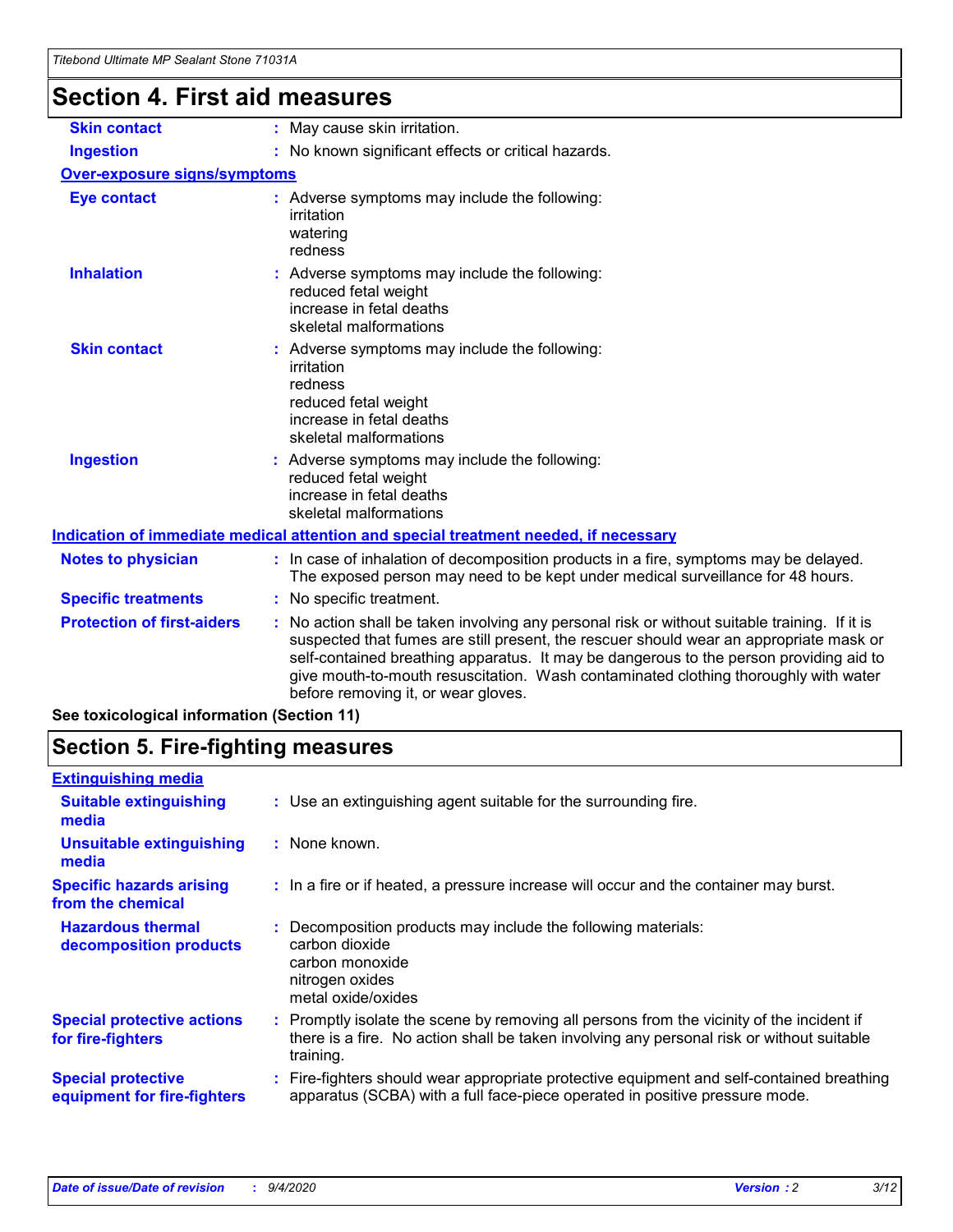# Section 4. First aid measures

| | |
|---|---|
| **Skin contact** | : May cause skin irritation. |
| **Ingestion** | : No known significant effects or critical hazards. |

**Over-exposure signs/symptoms**

| | |
|---|---|
| **Eye contact** | : Adverse symptoms may include the following:<br>irritation<br>watering<br>redness |
| **Inhalation** | : Adverse symptoms may include the following:<br>reduced fetal weight<br>increase in fetal deaths<br>skeletal malformations |
| **Skin contact** | : Adverse symptoms may include the following:<br>irritation<br>redness<br>reduced fetal weight<br>increase in fetal deaths<br>skeletal malformations |
| **Ingestion** | : Adverse symptoms may include the following:<br>reduced fetal weight<br>increase in fetal deaths<br>skeletal malformations |

**Indication of immediate medical attention and special treatment needed, if necessary**

| | |
|---|---|
| **Notes to physician** | : In case of inhalation of decomposition products in a fire, symptoms may be delayed. The exposed person may need to be kept under medical surveillance for 48 hours. |
| **Specific treatments** | : No specific treatment. |
| **Protection of first-aiders** | : No action shall be taken involving any personal risk or without suitable training. If it is suspected that fumes are still present, the rescuer should wear an appropriate mask or self-contained breathing apparatus. It may be dangerous to the person providing aid to give mouth-to-mouth resuscitation. Wash contaminated clothing thoroughly with water before removing it, or wear gloves. |

**See toxicological information (Section 11)**

# Section 5. Fire-fighting measures

**Extinguishing media**

| | |
|---|---|
| **Suitable extinguishing media** | : Use an extinguishing agent suitable for the surrounding fire. |
| **Unsuitable extinguishing media** | : None known. |
| **Specific hazards arising from the chemical** | : In a fire or if heated, a pressure increase will occur and the container may burst. |
| **Hazardous thermal decomposition products** | : Decomposition products may include the following materials:<br>carbon dioxide<br>carbon monoxide<br>nitrogen oxides<br>metal oxide/oxides |
| **Special protective actions for fire-fighters** | : Promptly isolate the scene by removing all persons from the vicinity of the incident if there is a fire. No action shall be taken involving any personal risk or without suitable training. |
| **Special protective equipment for fire-fighters** | : Fire-fighters should wear appropriate protective equipment and self-contained breathing apparatus (SCBA) with a full face-piece operated in positive pressure mode. |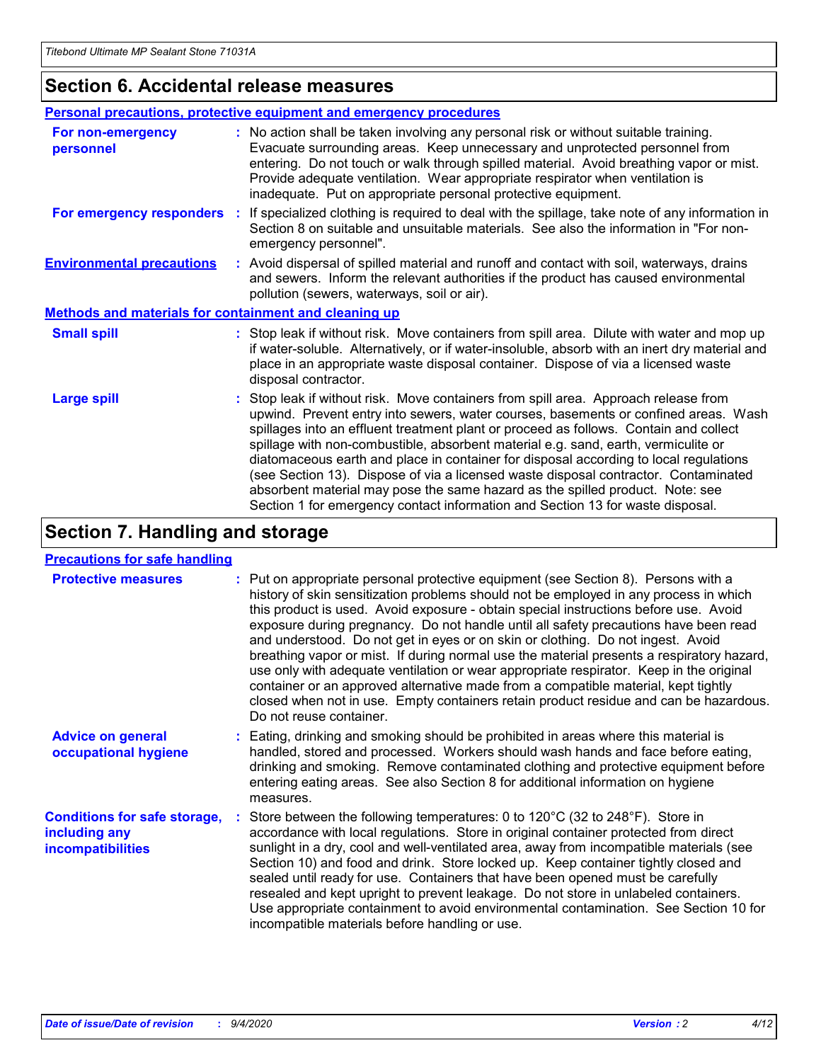## Section 6. Accidental release measures

### Personal precautions, protective equipment and emergency procedures

**For non-emergency personnel** : No action shall be taken involving any personal risk or without suitable training. Evacuate surrounding areas. Keep unnecessary and unprotected personnel from entering. Do not touch or walk through spilled material. Avoid breathing vapor or mist. Provide adequate ventilation. Wear appropriate respirator when ventilation is inadequate. Put on appropriate personal protective equipment.

**For emergency responders** : If specialized clothing is required to deal with the spillage, take note of any information in Section 8 on suitable and unsuitable materials. See also the information in "For non-emergency personnel".

**Environmental precautions** : Avoid dispersal of spilled material and runoff and contact with soil, waterways, drains and sewers. Inform the relevant authorities if the product has caused environmental pollution (sewers, waterways, soil or air).

### Methods and materials for containment and cleaning up

**Small spill** : Stop leak if without risk. Move containers from spill area. Dilute with water and mop up if water-soluble. Alternatively, or if water-insoluble, absorb with an inert dry material and place in an appropriate waste disposal container. Dispose of via a licensed waste disposal contractor.

**Large spill** : Stop leak if without risk. Move containers from spill area. Approach release from upwind. Prevent entry into sewers, water courses, basements or confined areas. Wash spillages into an effluent treatment plant or proceed as follows. Contain and collect spillage with non-combustible, absorbent material e.g. sand, earth, vermiculite or diatomaceous earth and place in container for disposal according to local regulations (see Section 13). Dispose of via a licensed waste disposal contractor. Contaminated absorbent material may pose the same hazard as the spilled product. Note: see Section 1 for emergency contact information and Section 13 for waste disposal.

## Section 7. Handling and storage

### Precautions for safe handling

**Protective measures** : Put on appropriate personal protective equipment (see Section 8). Persons with a history of skin sensitization problems should not be employed in any process in which this product is used. Avoid exposure - obtain special instructions before use. Avoid exposure during pregnancy. Do not handle until all safety precautions have been read and understood. Do not get in eyes or on skin or clothing. Do not ingest. Avoid breathing vapor or mist. If during normal use the material presents a respiratory hazard, use only with adequate ventilation or wear appropriate respirator. Keep in the original container or an approved alternative made from a compatible material, kept tightly closed when not in use. Empty containers retain product residue and can be hazardous. Do not reuse container.

**Advice on general occupational hygiene** : Eating, drinking and smoking should be prohibited in areas where this material is handled, stored and processed. Workers should wash hands and face before eating, drinking and smoking. Remove contaminated clothing and protective equipment before entering eating areas. See also Section 8 for additional information on hygiene measures.

**Conditions for safe storage, including any incompatibilities** : Store between the following temperatures: 0 to 120°C (32 to 248°F). Store in accordance with local regulations. Store in original container protected from direct sunlight in a dry, cool and well-ventilated area, away from incompatible materials (see Section 10) and food and drink. Store locked up. Keep container tightly closed and sealed until ready for use. Containers that have been opened must be carefully resealed and kept upright to prevent leakage. Do not store in unlabeled containers. Use appropriate containment to avoid environmental contamination. See Section 10 for incompatible materials before handling or use.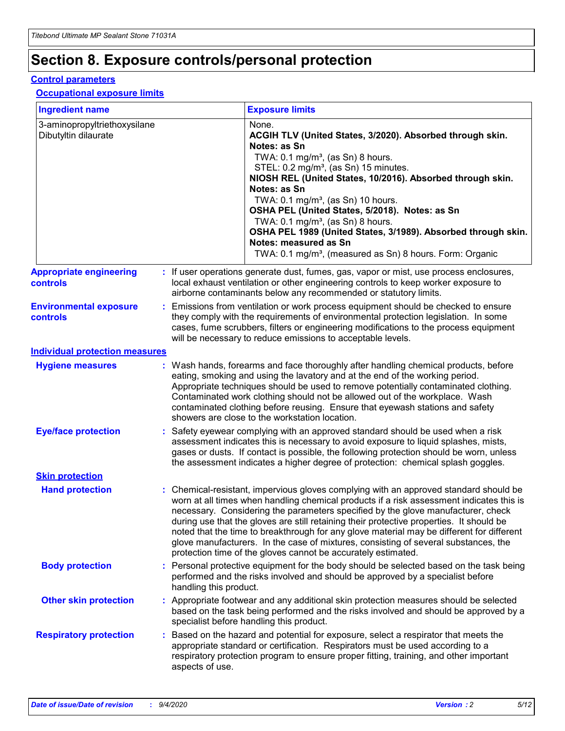# Section 8. Exposure controls/personal protection

## Control parameters

### Occupational exposure limits

| Ingredient name | Exposure limits |
|---|---|
| 3-aminopropyltriethoxysilane | None. |
| Dibutyltin dilaurate | **ACGIH TLV (United States, 3/2020). Absorbed through skin. Notes: as Sn**<br>TWA: 0.1 mg/m³, (as Sn) 8 hours.<br>STEL: 0.2 mg/m³, (as Sn) 15 minutes.<br>**NIOSH REL (United States, 10/2016). Absorbed through skin. Notes: as Sn**<br>TWA: 0.1 mg/m³, (as Sn) 10 hours.<br>**OSHA PEL (United States, 5/2018). Notes: as Sn**<br>TWA: 0.1 mg/m³, (as Sn) 8 hours.<br>**OSHA PEL 1989 (United States, 3/1989). Absorbed through skin. Notes: measured as Sn**<br>TWA: 0.1 mg/m³, (measured as Sn) 8 hours. Form: Organic |

**Appropriate engineering controls** : If user operations generate dust, fumes, gas, vapor or mist, use process enclosures, local exhaust ventilation or other engineering controls to keep worker exposure to airborne contaminants below any recommended or statutory limits.

**Environmental exposure controls** : Emissions from ventilation or work process equipment should be checked to ensure they comply with the requirements of environmental protection legislation. In some cases, fume scrubbers, filters or engineering modifications to the process equipment will be necessary to reduce emissions to acceptable levels.

## Individual protection measures

**Hygiene measures** : Wash hands, forearms and face thoroughly after handling chemical products, before eating, smoking and using the lavatory and at the end of the working period. Appropriate techniques should be used to remove potentially contaminated clothing. Contaminated work clothing should not be allowed out of the workplace. Wash contaminated clothing before reusing. Ensure that eyewash stations and safety showers are close to the workstation location.

**Eye/face protection** : Safety eyewear complying with an approved standard should be used when a risk assessment indicates this is necessary to avoid exposure to liquid splashes, mists, gases or dusts. If contact is possible, the following protection should be worn, unless the assessment indicates a higher degree of protection: chemical splash goggles.

### Skin protection

**Hand protection** : Chemical-resistant, impervious gloves complying with an approved standard should be worn at all times when handling chemical products if a risk assessment indicates this is necessary. Considering the parameters specified by the glove manufacturer, check during use that the gloves are still retaining their protective properties. It should be noted that the time to breakthrough for any glove material may be different for different glove manufacturers. In the case of mixtures, consisting of several substances, the protection time of the gloves cannot be accurately estimated.

**Body protection** : Personal protective equipment for the body should be selected based on the task being performed and the risks involved and should be approved by a specialist before handling this product.

**Other skin protection** : Appropriate footwear and any additional skin protection measures should be selected based on the task being performed and the risks involved and should be approved by a specialist before handling this product.

**Respiratory protection** : Based on the hazard and potential for exposure, select a respirator that meets the appropriate standard or certification. Respirators must be used according to a respiratory protection program to ensure proper fitting, training, and other important aspects of use.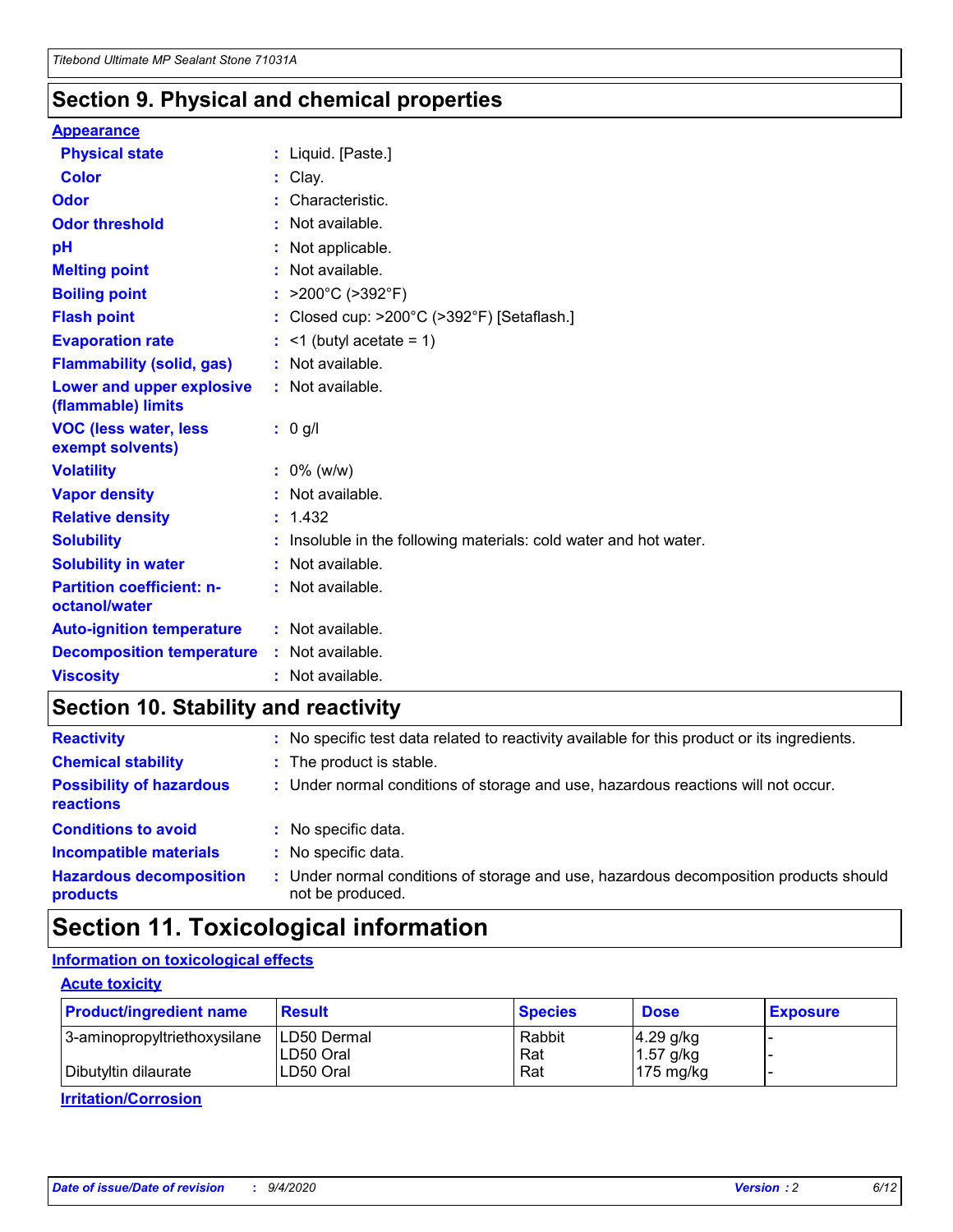## Section 9. Physical and chemical properties

**Appearance**

| | |
|---|---|
| **Physical state** | : Liquid. [Paste.] |
| **Color** | : Clay. |
| **Odor** | : Characteristic. |
| **Odor threshold** | : Not available. |
| **pH** | : Not applicable. |
| **Melting point** | : Not available. |
| **Boiling point** | : >200°C (>392°F) |
| **Flash point** | : Closed cup: >200°C (>392°F) [Setaflash.] |
| **Evaporation rate** | : <1 (butyl acetate = 1) |
| **Flammability (solid, gas)** | : Not available. |
| **Lower and upper explosive (flammable) limits** | : Not available. |
| **VOC (less water, less exempt solvents)** | : 0 g/l |
| **Volatility** | : 0% (w/w) |
| **Vapor density** | : Not available. |
| **Relative density** | : 1.432 |
| **Solubility** | : Insoluble in the following materials: cold water and hot water. |
| **Solubility in water** | : Not available. |
| **Partition coefficient: n-octanol/water** | : Not available. |
| **Auto-ignition temperature** | : Not available. |
| **Decomposition temperature** | : Not available. |
| **Viscosity** | : Not available. |

## Section 10. Stability and reactivity

| | |
|---|---|
| **Reactivity** | : No specific test data related to reactivity available for this product or its ingredients. |
| **Chemical stability** | : The product is stable. |
| **Possibility of hazardous reactions** | : Under normal conditions of storage and use, hazardous reactions will not occur. |
| **Conditions to avoid** | : No specific data. |
| **Incompatible materials** | : No specific data. |
| **Hazardous decomposition products** | : Under normal conditions of storage and use, hazardous decomposition products should not be produced. |

## Section 11. Toxicological information

**Information on toxicological effects**

**Acute toxicity**

| Product/ingredient name | Result | Species | Dose | Exposure |
|---|---|---|---|---|
| 3-aminopropyltriethoxysilane | LD50 Dermal | Rabbit | 4.29 g/kg | - |
| | LD50 Oral | Rat | 1.57 g/kg | - |
| Dibutyltin dilaurate | LD50 Oral | Rat | 175 mg/kg | - |

**Irritation/Corrosion**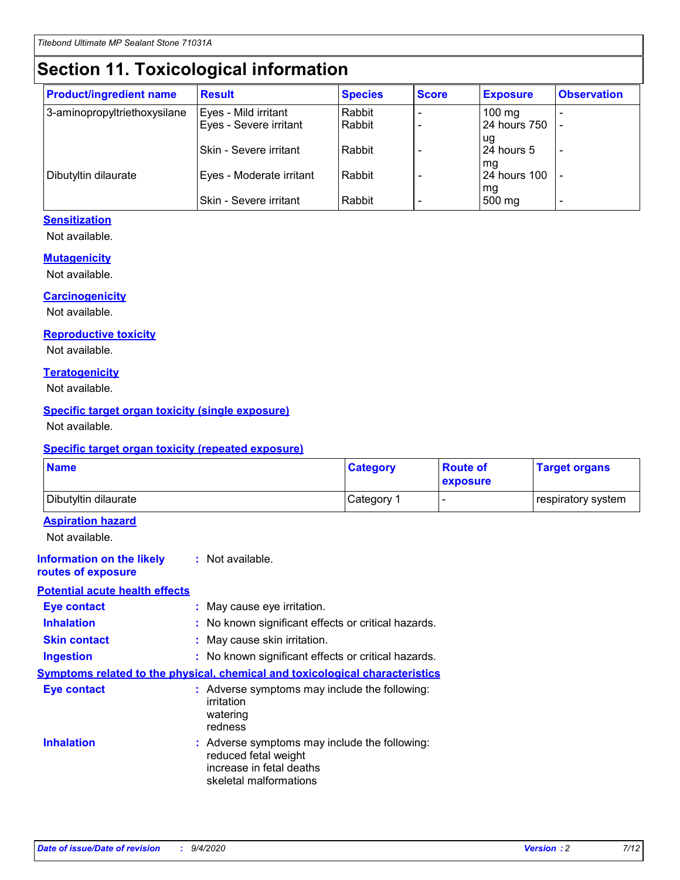# Section 11. Toxicological information

| Product/ingredient name | Result | Species | Score | Exposure | Observation |
| --- | --- | --- | --- | --- | --- |
| 3-aminopropyltriethoxysilane | Eyes - Mild irritant | Rabbit | - | 100 mg | - |
| | Eyes - Severe irritant | Rabbit | - | 24 hours 750 ug | - |
| | Skin - Severe irritant | Rabbit | - | 24 hours 5 mg | - |
| Dibutyltin dilaurate | Eyes - Moderate irritant | Rabbit | - | 24 hours 100 mg | - |
| | Skin - Severe irritant | Rabbit | - | 500 mg | - |

### Sensitization

Not available.

### Mutagenicity

Not available.

### Carcinogenicity

Not available.

### Reproductive toxicity

Not available.

### Teratogenicity

Not available.

### Specific target organ toxicity (single exposure)

Not available.

### Specific target organ toxicity (repeated exposure)

| Name | Category | Route of exposure | Target organs |
| --- | --- | --- | --- |
| Dibutyltin dilaurate | Category 1 | - | respiratory system |

### Aspiration hazard

Not available.

**Information on the likely routes of exposure** : Not available.

### Potential acute health effects

**Eye contact** : May cause eye irritation.

**Inhalation** : No known significant effects or critical hazards.

**Skin contact** : May cause skin irritation.

**Ingestion** : No known significant effects or critical hazards.

### Symptoms related to the physical, chemical and toxicological characteristics

**Eye contact** : Adverse symptoms may include the following:
irritation
watering
redness

**Inhalation** : Adverse symptoms may include the following:
reduced fetal weight
increase in fetal deaths
skeletal malformations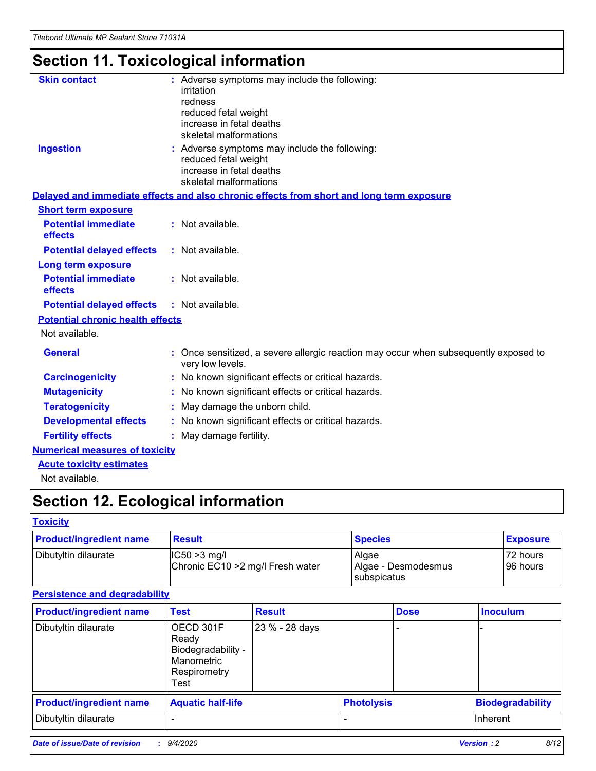# Section 11. Toxicological information

**Skin contact** : Adverse symptoms may include the following:
irritation
redness
reduced fetal weight
increase in fetal deaths
skeletal malformations

**Ingestion** : Adverse symptoms may include the following:
reduced fetal weight
increase in fetal deaths
skeletal malformations

**Delayed and immediate effects and also chronic effects from short and long term exposure**

**Short term exposure**

**Potential immediate effects** : Not available.

**Potential delayed effects** : Not available.

**Long term exposure**

**Potential immediate effects** : Not available.

**Potential delayed effects** : Not available.

**Potential chronic health effects**

Not available.

**General** : Once sensitized, a severe allergic reaction may occur when subsequently exposed to very low levels.

**Carcinogenicity** : No known significant effects or critical hazards.

**Mutagenicity** : No known significant effects or critical hazards.

**Teratogenicity** : May damage the unborn child.

**Developmental effects** : No known significant effects or critical hazards.

**Fertility effects** : May damage fertility.

**Numerical measures of toxicity**

**Acute toxicity estimates**

Not available.

# Section 12. Ecological information

**Toxicity**

| Product/ingredient name | Result | Species | Exposure |
|---|---|---|---|
| Dibutyltin dilaurate | IC50 >3 mg/l<br>Chronic EC10 >2 mg/l Fresh water | Algae<br>Algae - Desmodesmus subspicatus | 72 hours<br>96 hours |

**Persistence and degradability**

| Product/ingredient name | Test | Result | Dose | Inoculum |
|---|---|---|---|---|
| Dibutyltin dilaurate | OECD 301F Ready Biodegradability - Manometric Respirometry Test | 23 % - 28 days | - | - |

| Product/ingredient name | Aquatic half-life | Photolysis | Biodegradability |
|---|---|---|---|
| Dibutyltin dilaurate | - | - | Inherent |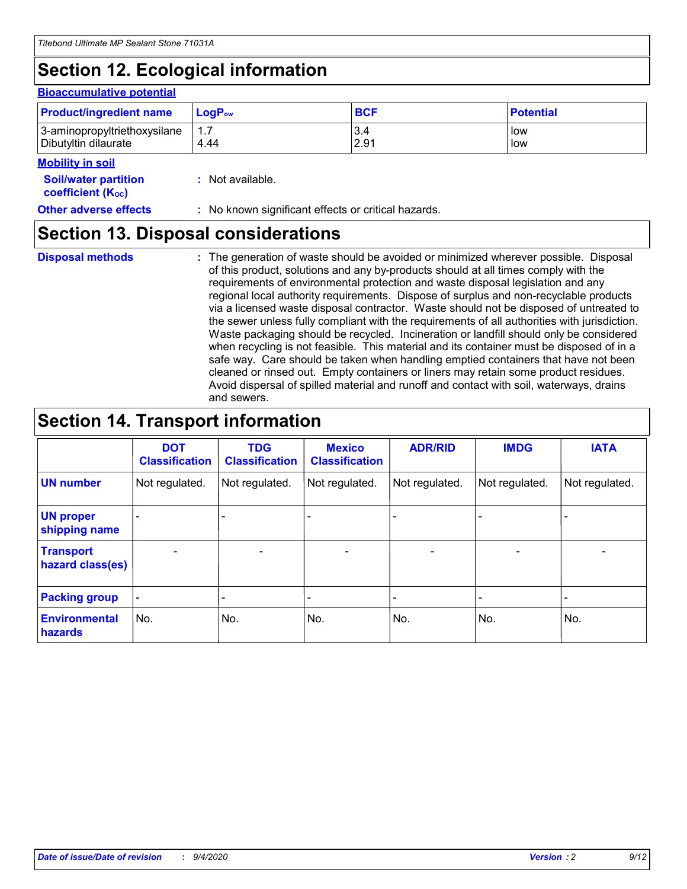# Section 12. Ecological information

### Bioaccumulative potential

| Product/ingredient name | $LogP_{ow}$ | BCF | Potential |
|---|---|---|---|
| 3-aminopropyltriethoxysilane | 1.7 | 3.4 | low |
| Dibutyltin dilaurate | 4.44 | 2.91 | low |

### Mobility in soil

**Soil/water partition coefficient ($K_{OC}$)** : Not available.

**Other adverse effects** : No known significant effects or critical hazards.

# Section 13. Disposal considerations

**Disposal methods** : The generation of waste should be avoided or minimized wherever possible. Disposal of this product, solutions and any by-products should at all times comply with the requirements of environmental protection and waste disposal legislation and any regional local authority requirements. Dispose of surplus and non-recyclable products via a licensed waste disposal contractor. Waste should not be disposed of untreated to the sewer unless fully compliant with the requirements of all authorities with jurisdiction. Waste packaging should be recycled. Incineration or landfill should only be considered when recycling is not feasible. This material and its container must be disposed of in a safe way. Care should be taken when handling emptied containers that have not been cleaned or rinsed out. Empty containers or liners may retain some product residues. Avoid dispersal of spilled material and runoff and contact with soil, waterways, drains and sewers.

# Section 14. Transport information

| | DOT Classification | TDG Classification | Mexico Classification | ADR/RID | IMDG | IATA |
|---|---|---|---|---|---|---|
| UN number | Not regulated. | Not regulated. | Not regulated. | Not regulated. | Not regulated. | Not regulated. |
| UN proper shipping name | - | - | - | - | - | - |
| Transport hazard class(es) | - | - | - | - | - | - |
| Packing group | - | - | - | - | - | - |
| Environmental hazards | No. | No. | No. | No. | No. | No. |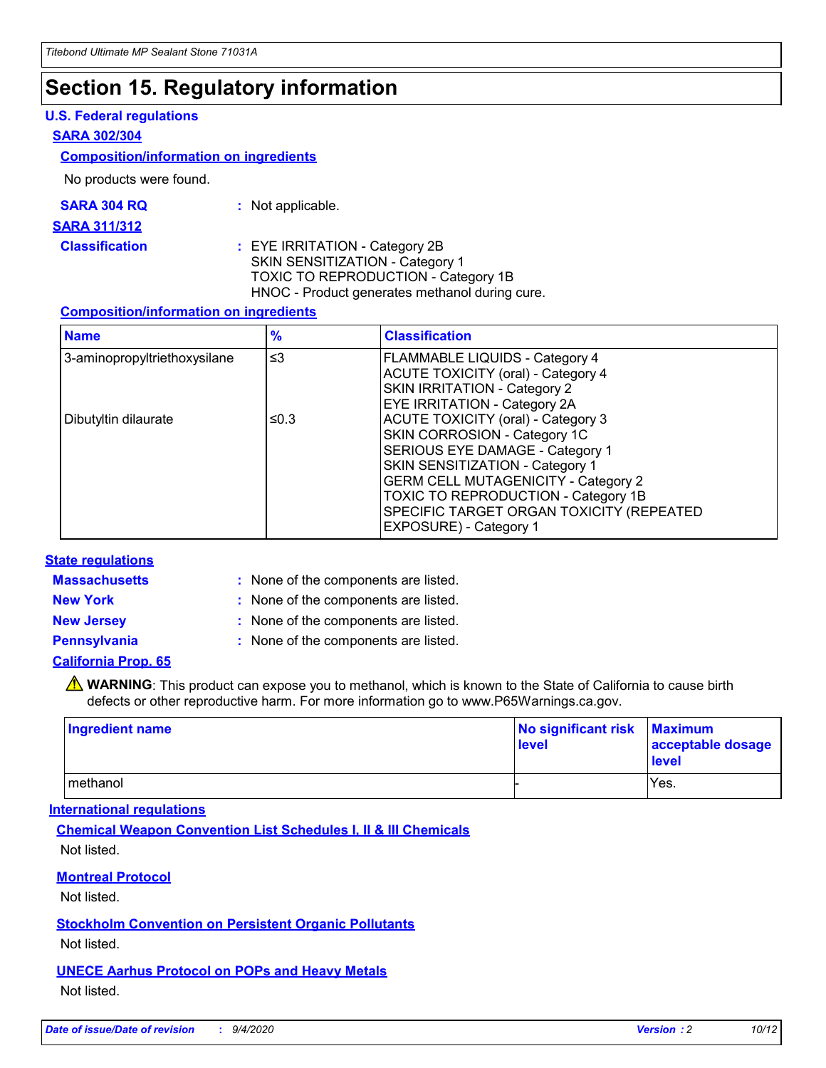# Section 15. Regulatory information

### U.S. Federal regulations

**SARA 302/304**

**Composition/information on ingredients**

No products were found.

**SARA 304 RQ** : Not applicable.

**SARA 311/312**

**Classification** : EYE IRRITATION - Category 2B
SKIN SENSITIZATION - Category 1
TOXIC TO REPRODUCTION - Category 1B
HNOC - Product generates methanol during cure.

**Composition/information on ingredients**

| Name | % | Classification |
|---|---|---|
| 3-aminopropyltriethoxysilane | ≤3 | FLAMMABLE LIQUIDS - Category 4<br>ACUTE TOXICITY (oral) - Category 4<br>SKIN IRRITATION - Category 2<br>EYE IRRITATION - Category 2A |
| Dibutyltin dilaurate | ≤0.3 | ACUTE TOXICITY (oral) - Category 3<br>SKIN CORROSION - Category 1C<br>SERIOUS EYE DAMAGE - Category 1<br>SKIN SENSITIZATION - Category 1<br>GERM CELL MUTAGENICITY - Category 2<br>TOXIC TO REPRODUCTION - Category 1B<br>SPECIFIC TARGET ORGAN TOXICITY (REPEATED EXPOSURE) - Category 1 |

### State regulations

**Massachusetts** : None of the components are listed.

**New York** : None of the components are listed.

**New Jersey** : None of the components are listed.

**Pennsylvania** : None of the components are listed.

**California Prop. 65**

⚠ **WARNING**: This product can expose you to methanol, which is known to the State of California to cause birth defects or other reproductive harm. For more information go to www.P65Warnings.ca.gov.

| Ingredient name | No significant risk level | Maximum acceptable dosage level |
|---|---|---|
| methanol | - | Yes. |

### International regulations

**Chemical Weapon Convention List Schedules I, II & III Chemicals**

Not listed.

**Montreal Protocol**

Not listed.

**Stockholm Convention on Persistent Organic Pollutants**

Not listed.

**UNECE Aarhus Protocol on POPs and Heavy Metals**

Not listed.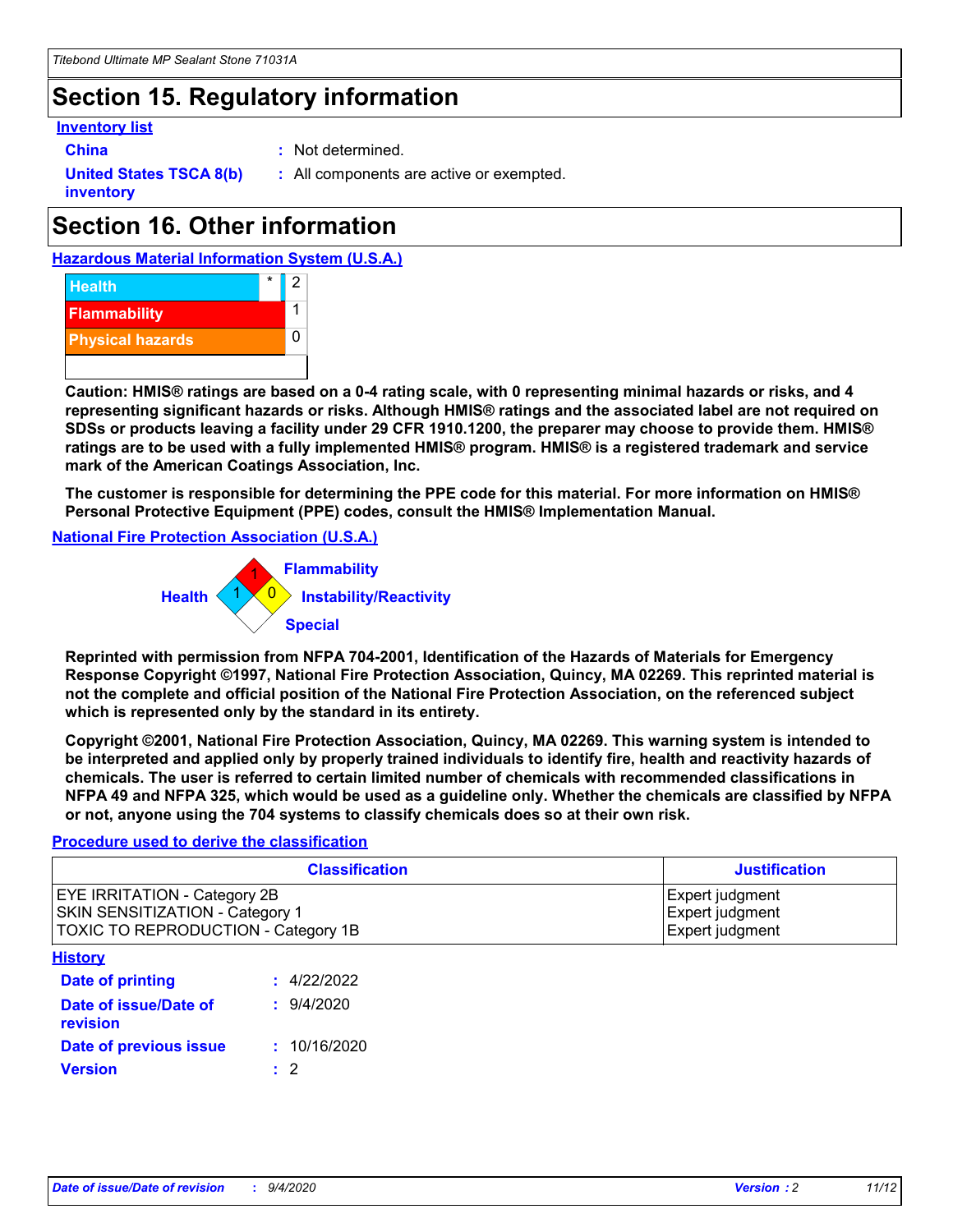## Section 15. Regulatory information

**Inventory list**

**China** : Not determined.

**United States TSCA 8(b) inventory** : All components are active or exempted.

## Section 16. Other information

**Hazardous Material Information System (U.S.A.)**

| | | |
|---|---|---|
| Health | * | 2 |
| Flammability | | 1 |
| Physical hazards | | 0 |

**Caution: HMIS® ratings are based on a 0-4 rating scale, with 0 representing minimal hazards or risks, and 4 representing significant hazards or risks. Although HMIS® ratings and the associated label are not required on SDSs or products leaving a facility under 29 CFR 1910.1200, the preparer may choose to provide them. HMIS® ratings are to be used with a fully implemented HMIS® program. HMIS® is a registered trademark and service mark of the American Coatings Association, Inc.**

**The customer is responsible for determining the PPE code for this material. For more information on HMIS® Personal Protective Equipment (PPE) codes, consult the HMIS® Implementation Manual.**

**National Fire Protection Association (U.S.A.)**

Flammability: 1
Health: 1
Instability/Reactivity: 0
Special:

**Reprinted with permission from NFPA 704-2001, Identification of the Hazards of Materials for Emergency Response Copyright ©1997, National Fire Protection Association, Quincy, MA 02269. This reprinted material is not the complete and official position of the National Fire Protection Association, on the referenced subject which is represented only by the standard in its entirety.**

**Copyright ©2001, National Fire Protection Association, Quincy, MA 02269. This warning system is intended to be interpreted and applied only by properly trained individuals to identify fire, health and reactivity hazards of chemicals. The user is referred to certain limited number of chemicals with recommended classifications in NFPA 49 and NFPA 325, which would be used as a guideline only. Whether the chemicals are classified by NFPA or not, anyone using the 704 systems to classify chemicals does so at their own risk.**

**Procedure used to derive the classification**

| Classification | Justification |
|---|---|
| EYE IRRITATION - Category 2B | Expert judgment |
| SKIN SENSITIZATION - Category 1 | Expert judgment |
| TOXIC TO REPRODUCTION - Category 1B | Expert judgment |

**History**

**Date of printing** : 4/22/2022

**Date of issue/Date of revision** : 9/4/2020

**Date of previous issue** : 10/16/2020

**Version** : 2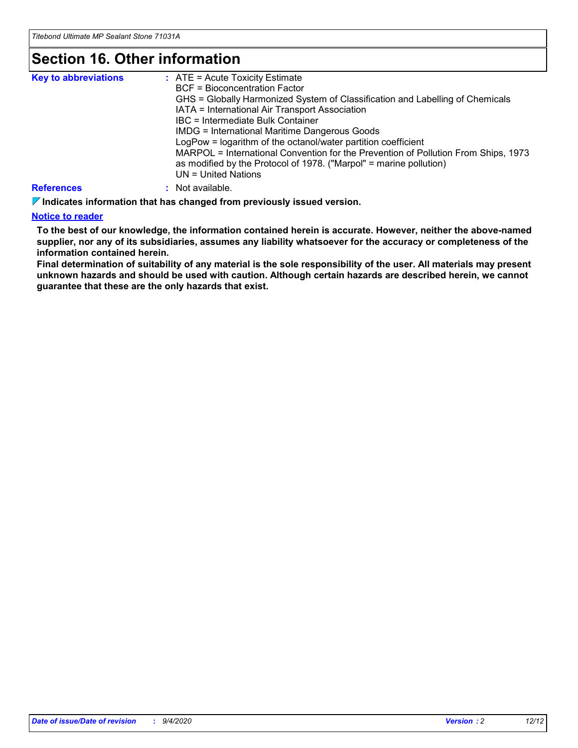# Section 16. Other information

**Key to abbreviations** : ATE = Acute Toxicity Estimate
BCF = Bioconcentration Factor
GHS = Globally Harmonized System of Classification and Labelling of Chemicals
IATA = International Air Transport Association
IBC = Intermediate Bulk Container
IMDG = International Maritime Dangerous Goods
LogPow = logarithm of the octanol/water partition coefficient
MARPOL = International Convention for the Prevention of Pollution From Ships, 1973 as modified by the Protocol of 1978. ("Marpol" = marine pollution)
UN = United Nations

**References** : Not available.

**Indicates information that has changed from previously issued version.**

**Notice to reader**

**To the best of our knowledge, the information contained herein is accurate. However, neither the above-named supplier, nor any of its subsidiaries, assumes any liability whatsoever for the accuracy or completeness of the information contained herein.**

**Final determination of suitability of any material is the sole responsibility of the user. All materials may present unknown hazards and should be used with caution. Although certain hazards are described herein, we cannot guarantee that these are the only hazards that exist.**